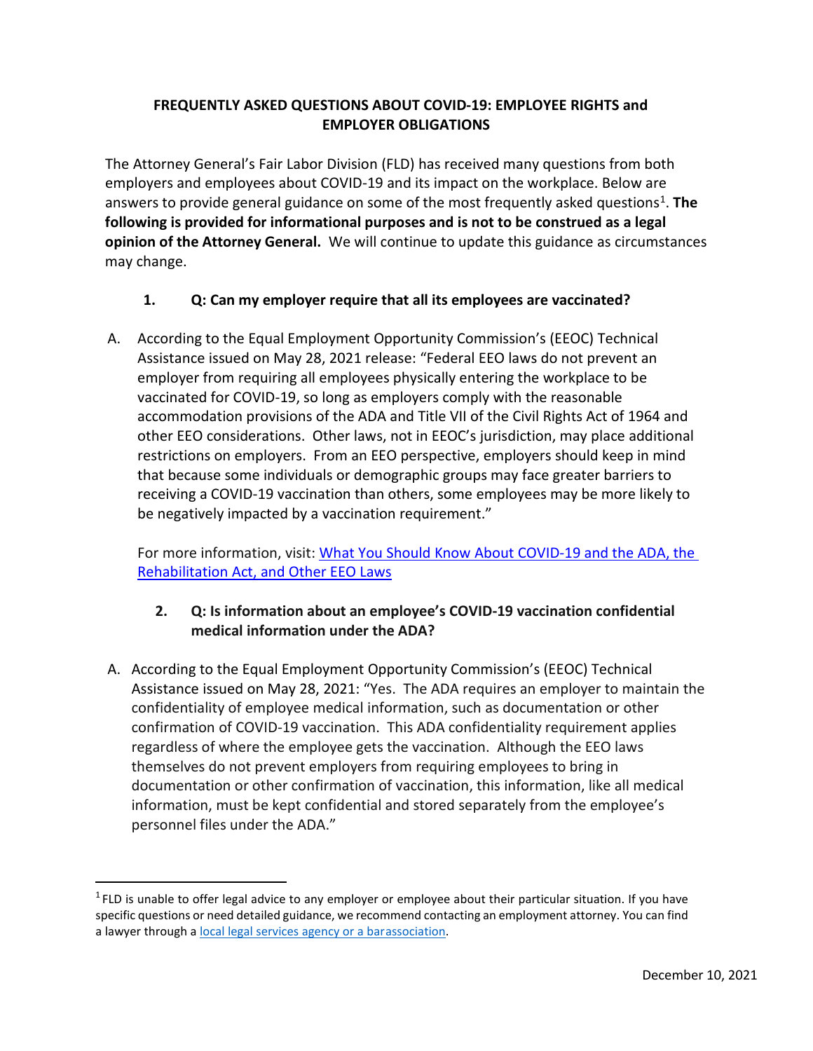# FREQUENTLY ASKED QUESTIONS ABOUT COVID-19: EMPLOYEE RIGHTS and EMPLOYER OBLIGATIONS

The Attorney General's Fair Labor Division (FLD) has received many questions from both employers and employees about COVID-19 and its impact on the workplace. Below are answers to provide general guidance on some of the most frequently asked questions[1]. **The following is provided for informational purposes and is not to be construed as a legal opinion of the Attorney General.** We will continue to update this guidance as circumstances may change.

## 1. Q: Can my employer require that all its employees are vaccinated?

A. According to the Equal Employment Opportunity Commission's (EEOC) Technical Assistance issued on May 28, 2021 release: "Federal EEO laws do not prevent an employer from requiring all employees physically entering the workplace to be vaccinated for COVID-19, so long as employers comply with the reasonable accommodation provisions of the ADA and Title VII of the Civil Rights Act of 1964 and other EEO considerations. Other laws, not in EEOC's jurisdiction, may place additional restrictions on employers. From an EEO perspective, employers should keep in mind that because some individuals or demographic groups may face greater barriers to receiving a COVID-19 vaccination than others, some employees may be more likely to be negatively impacted by a vaccination requirement."

For more information, visit: [What You Should Know About COVID-19 and the ADA, the Rehabilitation Act, and Other EEO Laws]()

## 2. Q: Is information about an employee's COVID-19 vaccination confidential medical information under the ADA?

A. According to the Equal Employment Opportunity Commission's (EEOC) Technical Assistance issued on May 28, 2021: "Yes. The ADA requires an employer to maintain the confidentiality of employee medical information, such as documentation or other confirmation of COVID-19 vaccination. This ADA confidentiality requirement applies regardless of where the employee gets the vaccination. Although the EEO laws themselves do not prevent employers from requiring employees to bring in documentation or other confirmation of vaccination, this information, like all medical information, must be kept confidential and stored separately from the employee's personnel files under the ADA."

---

[1] FLD is unable to offer legal advice to any employer or employee about their particular situation. If you have specific questions or need detailed guidance, we recommend contacting an employment attorney. You can find a lawyer through a [local legal services agency or a barassociation]().

December 10, 2021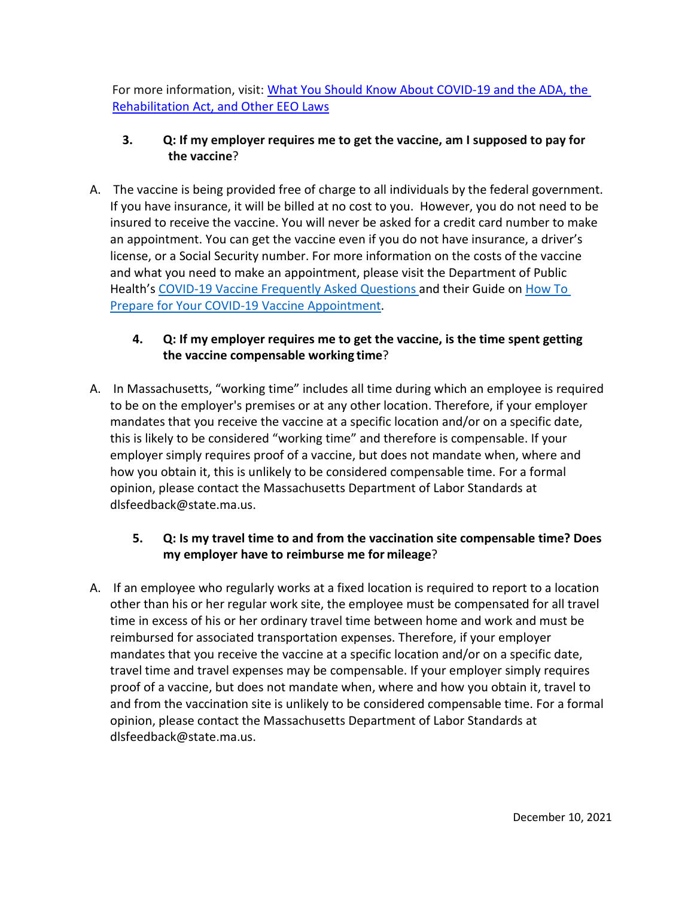For more information, visit: [What You Should Know About COVID-19 and the ADA, the Rehabilitation Act, and Other EEO Laws]()

3. **Q: If my employer requires me to get the vaccine, am I supposed to pay for the vaccine**?

A. The vaccine is being provided free of charge to all individuals by the federal government. If you have insurance, it will be billed at no cost to you. However, you do not need to be insured to receive the vaccine. You will never be asked for a credit card number to make an appointment. You can get the vaccine even if you do not have insurance, a driver's license, or a Social Security number. For more information on the costs of the vaccine and what you need to make an appointment, please visit the Department of Public Health's [COVID-19 Vaccine Frequently Asked Questions]() and their Guide on [How To Prepare for Your COVID-19 Vaccine Appointment]().

4. **Q: If my employer requires me to get the vaccine, is the time spent getting the vaccine compensable working time**?

A. In Massachusetts, "working time" includes all time during which an employee is required to be on the employer's premises or at any other location. Therefore, if your employer mandates that you receive the vaccine at a specific location and/or on a specific date, this is likely to be considered "working time" and therefore is compensable. If your employer simply requires proof of a vaccine, but does not mandate when, where and how you obtain it, this is unlikely to be considered compensable time. For a formal opinion, please contact the Massachusetts Department of Labor Standards at dlsfeedback@state.ma.us.

5. **Q: Is my travel time to and from the vaccination site compensable time? Does my employer have to reimburse me for mileage**?

A. If an employee who regularly works at a fixed location is required to report to a location other than his or her regular work site, the employee must be compensated for all travel time in excess of his or her ordinary travel time between home and work and must be reimbursed for associated transportation expenses. Therefore, if your employer mandates that you receive the vaccine at a specific location and/or on a specific date, travel time and travel expenses may be compensable. If your employer simply requires proof of a vaccine, but does not mandate when, where and how you obtain it, travel to and from the vaccination site is unlikely to be considered compensable time. For a formal opinion, please contact the Massachusetts Department of Labor Standards at dlsfeedback@state.ma.us.

December 10, 2021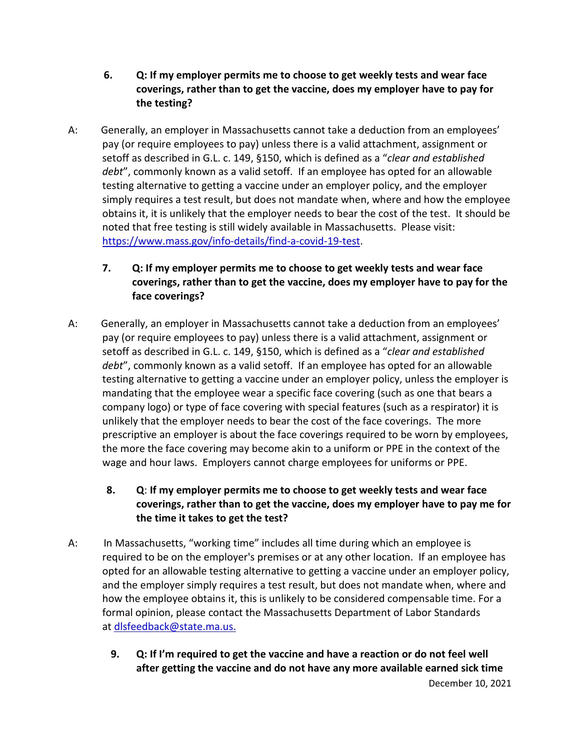**6. Q: If my employer permits me to choose to get weekly tests and wear face coverings, rather than to get the vaccine, does my employer have to pay for the testing?**

A: Generally, an employer in Massachusetts cannot take a deduction from an employees' pay (or require employees to pay) unless there is a valid attachment, assignment or setoff as described in G.L. c. 149, §150, which is defined as a "*clear and established debt*", commonly known as a valid setoff. If an employee has opted for an allowable testing alternative to getting a vaccine under an employer policy, and the employer simply requires a test result, but does not mandate when, where and how the employee obtains it, it is unlikely that the employer needs to bear the cost of the test. It should be noted that free testing is still widely available in Massachusetts. Please visit: [https://www.mass.gov/info-details/find-a-covid-19-test](https://www.mass.gov/info-details/find-a-covid-19-test).

**7. Q: If my employer permits me to choose to get weekly tests and wear face coverings, rather than to get the vaccine, does my employer have to pay for the face coverings?**

A: Generally, an employer in Massachusetts cannot take a deduction from an employees' pay (or require employees to pay) unless there is a valid attachment, assignment or setoff as described in G.L. c. 149, §150, which is defined as a "*clear and established debt*", commonly known as a valid setoff. If an employee has opted for an allowable testing alternative to getting a vaccine under an employer policy, unless the employer is mandating that the employee wear a specific face covering (such as one that bears a company logo) or type of face covering with special features (such as a respirator) it is unlikely that the employer needs to bear the cost of the face coverings. The more prescriptive an employer is about the face coverings required to be worn by employees, the more the face covering may become akin to a uniform or PPE in the context of the wage and hour laws. Employers cannot charge employees for uniforms or PPE.

**8. Q: If my employer permits me to choose to get weekly tests and wear face coverings, rather than to get the vaccine, does my employer have to pay me for the time it takes to get the test?**

A: In Massachusetts, "working time" includes all time during which an employee is required to be on the employer's premises or at any other location. If an employee has opted for an allowable testing alternative to getting a vaccine under an employer policy, and the employer simply requires a test result, but does not mandate when, where and how the employee obtains it, this is unlikely to be considered compensable time. For a formal opinion, please contact the Massachusetts Department of Labor Standards at [dlsfeedback@state.ma.us.](mailto:dlsfeedback@state.ma.us)

**9. Q: If I'm required to get the vaccine and have a reaction or do not feel well after getting the vaccine and do not have any more available earned sick time**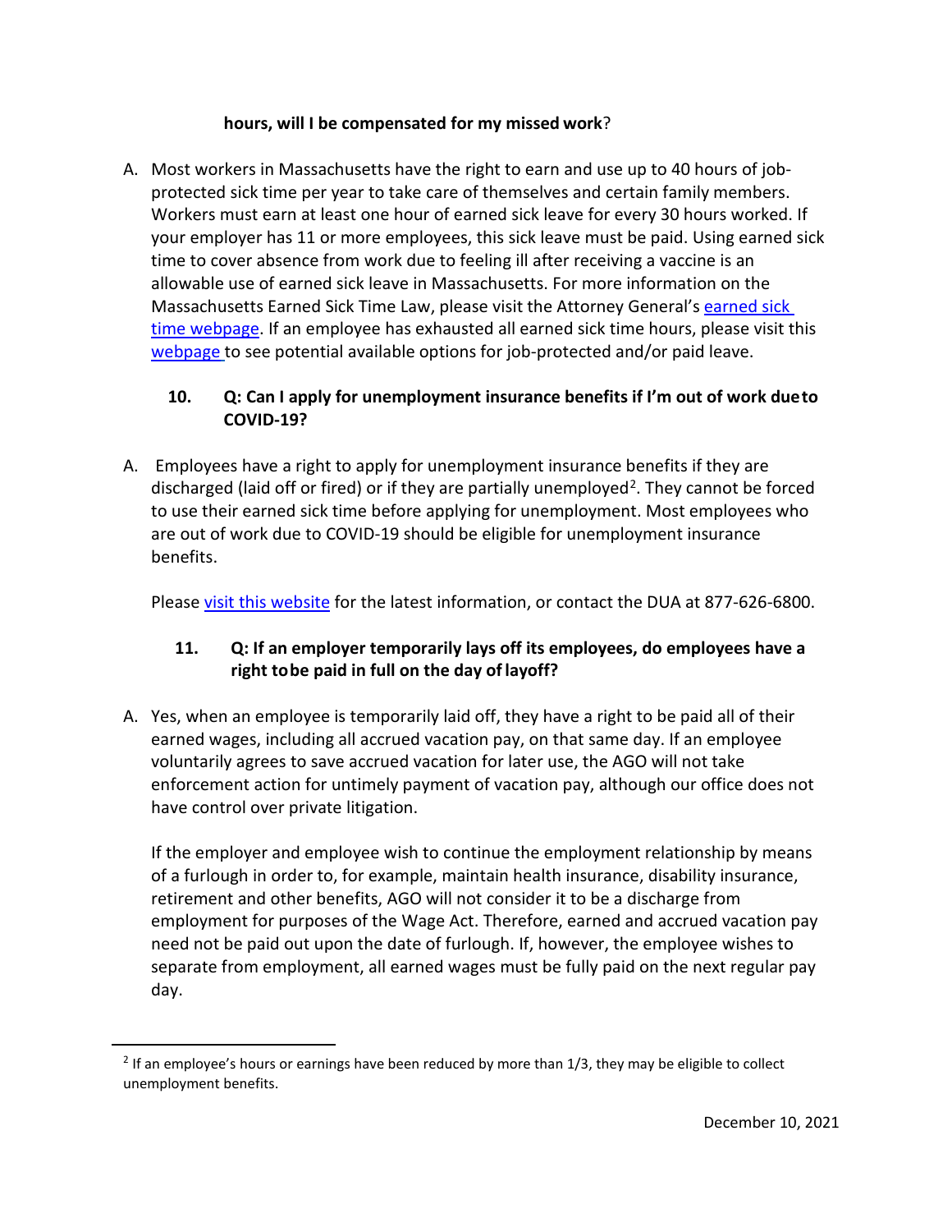**hours, will I be compensated for my missed work**?

A. Most workers in Massachusetts have the right to earn and use up to 40 hours of job-protected sick time per year to take care of themselves and certain family members. Workers must earn at least one hour of earned sick leave for every 30 hours worked. If your employer has 11 or more employees, this sick leave must be paid. Using earned sick time to cover absence from work due to feeling ill after receiving a vaccine is an allowable use of earned sick leave in Massachusetts. For more information on the Massachusetts Earned Sick Time Law, please visit the Attorney General's earned sick time webpage. If an employee has exhausted all earned sick time hours, please visit this webpage to see potential available options for job-protected and/or paid leave.

**10. Q: Can I apply for unemployment insurance benefits if I'm out of work due to COVID-19?**

A. Employees have a right to apply for unemployment insurance benefits if they are discharged (laid off or fired) or if they are partially unemployed[2]. They cannot be forced to use their earned sick time before applying for unemployment. Most employees who are out of work due to COVID-19 should be eligible for unemployment insurance benefits.

Please visit this website for the latest information, or contact the DUA at 877-626-6800.

**11. Q: If an employer temporarily lays off its employees, do employees have a right to be paid in full on the day of layoff?**

A. Yes, when an employee is temporarily laid off, they have a right to be paid all of their earned wages, including all accrued vacation pay, on that same day. If an employee voluntarily agrees to save accrued vacation for later use, the AGO will not take enforcement action for untimely payment of vacation pay, although our office does not have control over private litigation.

If the employer and employee wish to continue the employment relationship by means of a furlough in order to, for example, maintain health insurance, disability insurance, retirement and other benefits, AGO will not consider it to be a discharge from employment for purposes of the Wage Act. Therefore, earned and accrued vacation pay need not be paid out upon the date of furlough. If, however, the employee wishes to separate from employment, all earned wages must be fully paid on the next regular pay day.

[2] If an employee's hours or earnings have been reduced by more than 1/3, they may be eligible to collect unemployment benefits.

December 10, 2021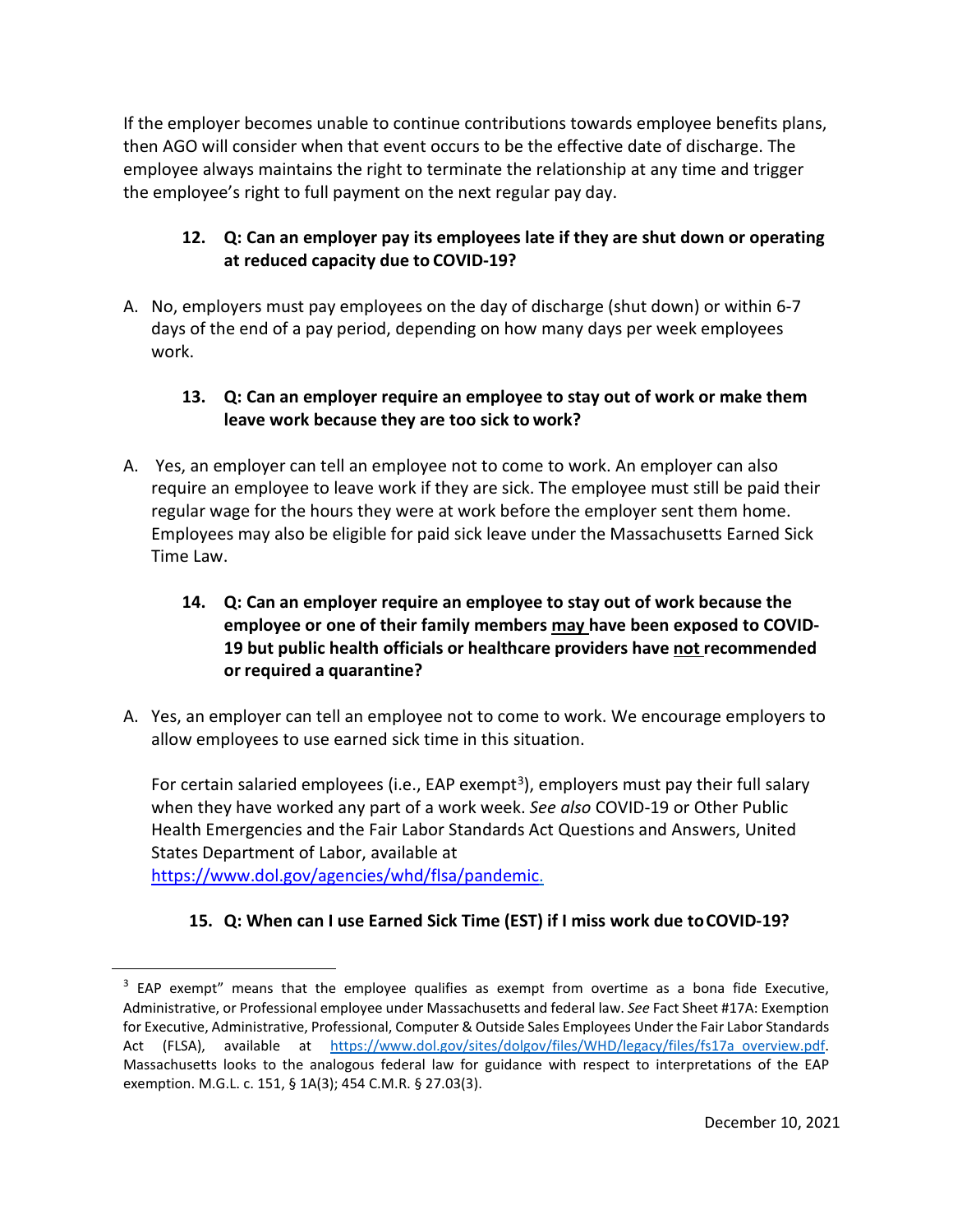If the employer becomes unable to continue contributions towards employee benefits plans, then AGO will consider when that event occurs to be the effective date of discharge. The employee always maintains the right to terminate the relationship at any time and trigger the employee's right to full payment on the next regular pay day.

**12. Q: Can an employer pay its employees late if they are shut down or operating at reduced capacity due to COVID-19?**

A. No, employers must pay employees on the day of discharge (shut down) or within 6-7 days of the end of a pay period, depending on how many days per week employees work.

**13. Q: Can an employer require an employee to stay out of work or make them leave work because they are too sick to work?**

A. Yes, an employer can tell an employee not to come to work. An employer can also require an employee to leave work if they are sick. The employee must still be paid their regular wage for the hours they were at work before the employer sent them home. Employees may also be eligible for paid sick leave under the Massachusetts Earned Sick Time Law.

**14. Q: Can an employer require an employee to stay out of work because the employee or one of their family members <u>may</u> have been exposed to COVID-19 but public health officials or healthcare providers have <u>not</u> recommended or required a quarantine?**

A. Yes, an employer can tell an employee not to come to work. We encourage employers to allow employees to use earned sick time in this situation.

For certain salaried employees (i.e., EAP exempt[3]), employers must pay their full salary when they have worked any part of a work week. *See also* COVID-19 or Other Public Health Emergencies and the Fair Labor Standards Act Questions and Answers, United States Department of Labor, available at https://www.dol.gov/agencies/whd/flsa/pandemic.

**15. Q: When can I use Earned Sick Time (EST) if I miss work due to COVID-19?**

[3] EAP exempt" means that the employee qualifies as exempt from overtime as a bona fide Executive, Administrative, or Professional employee under Massachusetts and federal law. *See* Fact Sheet #17A: Exemption for Executive, Administrative, Professional, Computer & Outside Sales Employees Under the Fair Labor Standards Act (FLSA), available at https://www.dol.gov/sites/dolgov/files/WHD/legacy/files/fs17a_overview.pdf. Massachusetts looks to the analogous federal law for guidance with respect to interpretations of the EAP exemption. M.G.L. c. 151, § 1A(3); 454 C.M.R. § 27.03(3).

December 10, 2021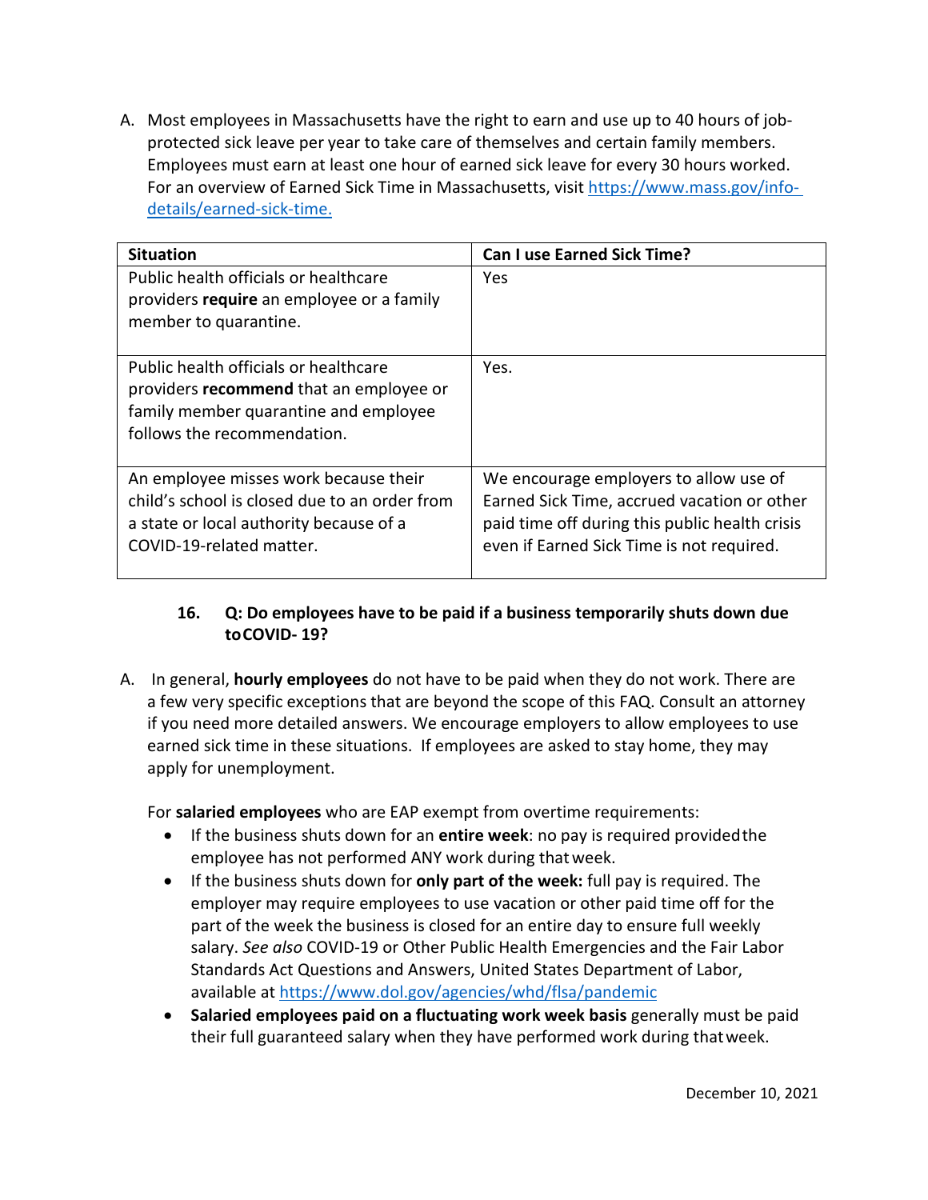A. Most employees in Massachusetts have the right to earn and use up to 40 hours of job-protected sick leave per year to take care of themselves and certain family members. Employees must earn at least one hour of earned sick leave for every 30 hours worked. For an overview of Earned Sick Time in Massachusetts, visit [https://www.mass.gov/info-details/earned-sick-time.](https://www.mass.gov/info-details/earned-sick-time)

| Situation | Can I use Earned Sick Time? |
|---|---|
| Public health officials or healthcare providers **require** an employee or a family member to quarantine. | Yes |
| Public health officials or healthcare providers **recommend** that an employee or family member quarantine and employee follows the recommendation. | Yes. |
| An employee misses work because their child's school is closed due to an order from a state or local authority because of a COVID-19-related matter. | We encourage employers to allow use of Earned Sick Time, accrued vacation or other paid time off during this public health crisis even if Earned Sick Time is not required. |

### 16. Q: Do employees have to be paid if a business temporarily shuts down due to COVID- 19?

A. In general, **hourly employees** do not have to be paid when they do not work. There are a few very specific exceptions that are beyond the scope of this FAQ. Consult an attorney if you need more detailed answers. We encourage employers to allow employees to use earned sick time in these situations. If employees are asked to stay home, they may apply for unemployment.

For **salaried employees** who are EAP exempt from overtime requirements:

- If the business shuts down for an **entire week**: no pay is required provided the employee has not performed ANY work during that week.
- If the business shuts down for **only part of the week:** full pay is required. The employer may require employees to use vacation or other paid time off for the part of the week the business is closed for an entire day to ensure full weekly salary. *See also* COVID-19 or Other Public Health Emergencies and the Fair Labor Standards Act Questions and Answers, United States Department of Labor, available at [https://www.dol.gov/agencies/whd/flsa/pandemic](https://www.dol.gov/agencies/whd/flsa/pandemic)
- **Salaried employees paid on a fluctuating work week basis** generally must be paid their full guaranteed salary when they have performed work during that week.

December 10, 2021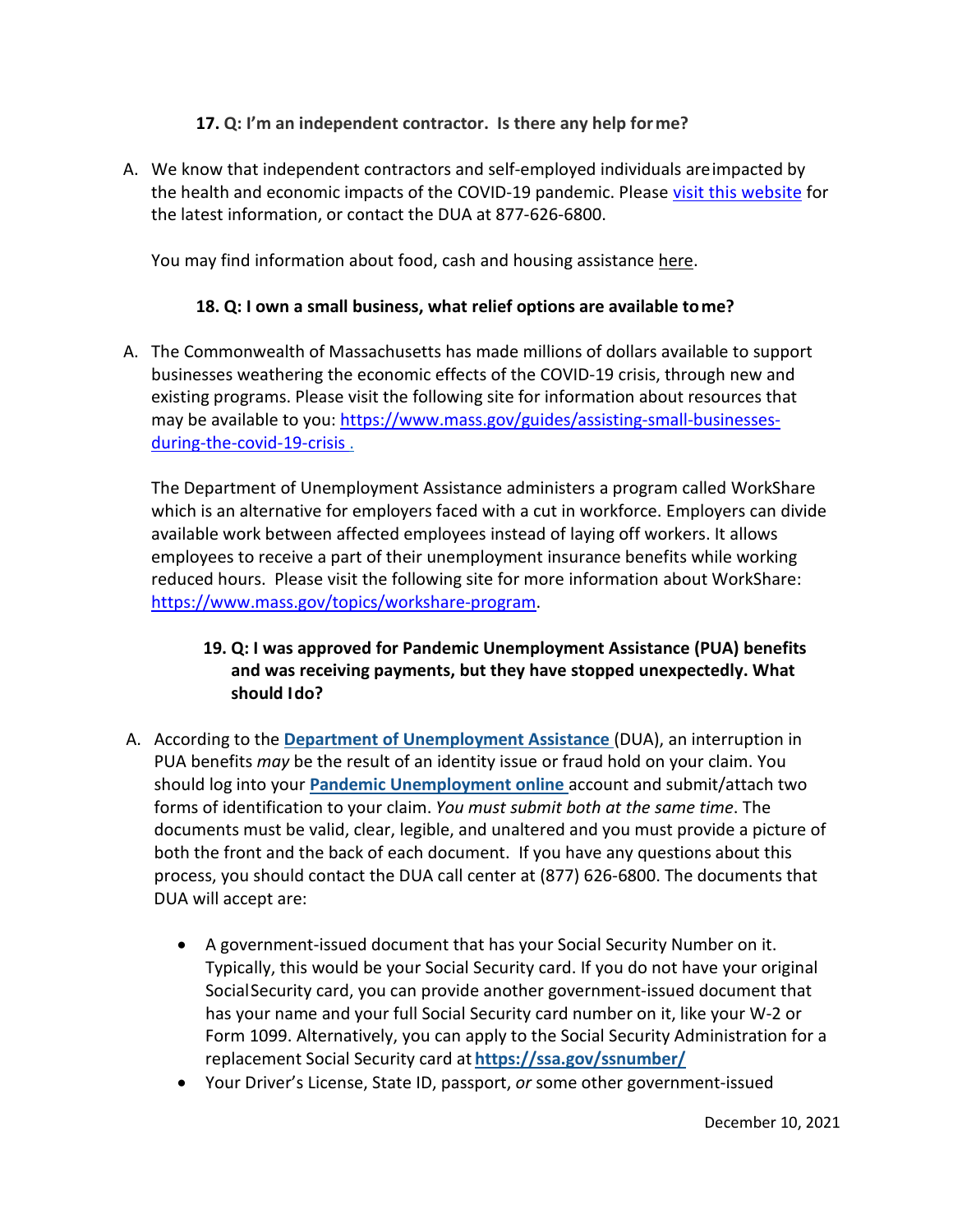**17. Q: I'm an independent contractor. Is there any help for me?**

A. We know that independent contractors and self-employed individuals are impacted by the health and economic impacts of the COVID-19 pandemic. Please visit this website for the latest information, or contact the DUA at 877-626-6800.

You may find information about food, cash and housing assistance here.

**18. Q: I own a small business, what relief options are available to me?**

A. The Commonwealth of Massachusetts has made millions of dollars available to support businesses weathering the economic effects of the COVID-19 crisis, through new and existing programs. Please visit the following site for information about resources that may be available to you: https://www.mass.gov/guides/assisting-small-businesses-during-the-covid-19-crisis .

The Department of Unemployment Assistance administers a program called WorkShare which is an alternative for employers faced with a cut in workforce. Employers can divide available work between affected employees instead of laying off workers. It allows employees to receive a part of their unemployment insurance benefits while working reduced hours. Please visit the following site for more information about WorkShare: https://www.mass.gov/topics/workshare-program.

**19. Q: I was approved for Pandemic Unemployment Assistance (PUA) benefits and was receiving payments, but they have stopped unexpectedly. What should I do?**

A. According to the **Department of Unemployment Assistance** (DUA), an interruption in PUA benefits *may* be the result of an identity issue or fraud hold on your claim. You should log into your **Pandemic Unemployment online** account and submit/attach two forms of identification to your claim. *You must submit both at the same time*. The documents must be valid, clear, legible, and unaltered and you must provide a picture of both the front and the back of each document. If you have any questions about this process, you should contact the DUA call center at (877) 626-6800. The documents that DUA will accept are:

- A government-issued document that has your Social Security Number on it. Typically, this would be your Social Security card. If you do not have your original Social Security card, you can provide another government-issued document that has your name and your full Social Security card number on it, like your W-2 or Form 1099. Alternatively, you can apply to the Social Security Administration for a replacement Social Security card at **https://ssa.gov/ssnumber/**
- Your Driver's License, State ID, passport, *or* some other government-issued

December 10, 2021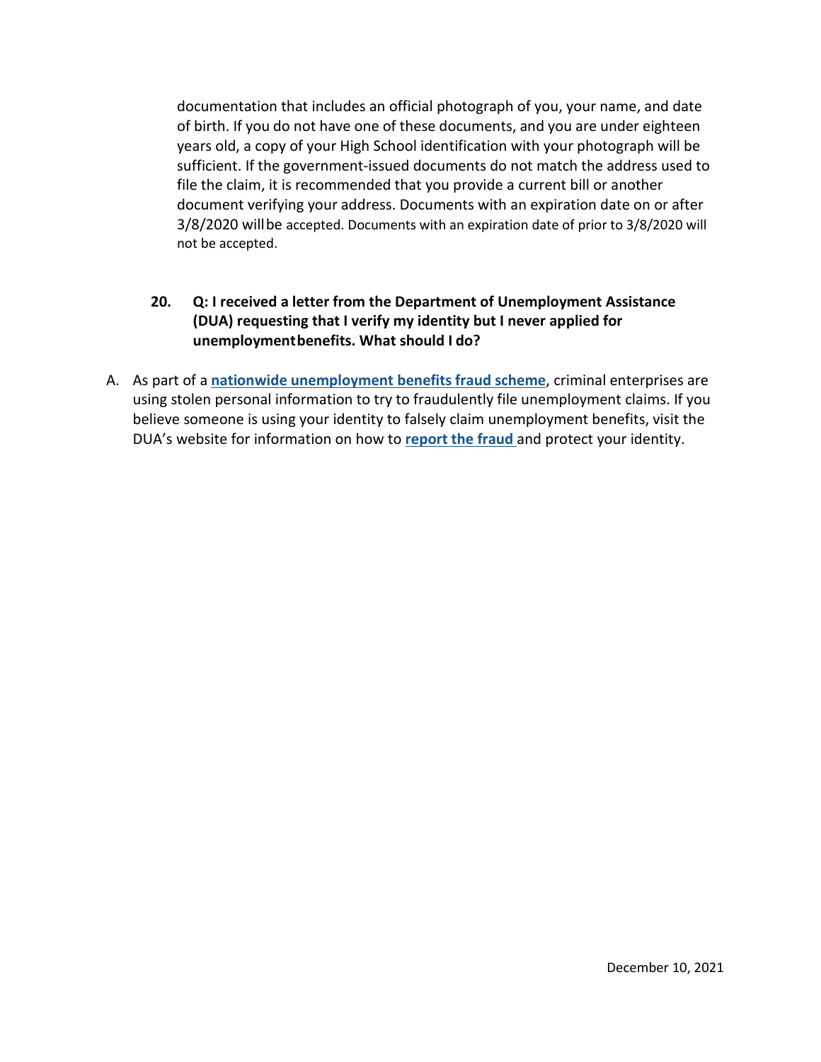documentation that includes an official photograph of you, your name, and date of birth. If you do not have one of these documents, and you are under eighteen years old, a copy of your High School identification with your photograph will be sufficient. If the government-issued documents do not match the address used to file the claim, it is recommended that you provide a current bill or another document verifying your address. Documents with an expiration date on or after 3/8/2020 will be accepted. Documents with an expiration date of prior to 3/8/2020 will not be accepted.

**20. Q: I received a letter from the Department of Unemployment Assistance (DUA) requesting that I verify my identity but I never applied for unemployment benefits. What should I do?**

A. As part of a **nationwide unemployment benefits fraud scheme**, criminal enterprises are using stolen personal information to try to fraudulently file unemployment claims. If you believe someone is using your identity to falsely claim unemployment benefits, visit the DUA's website for information on how to **report the fraud** and protect your identity.

December 10, 2021